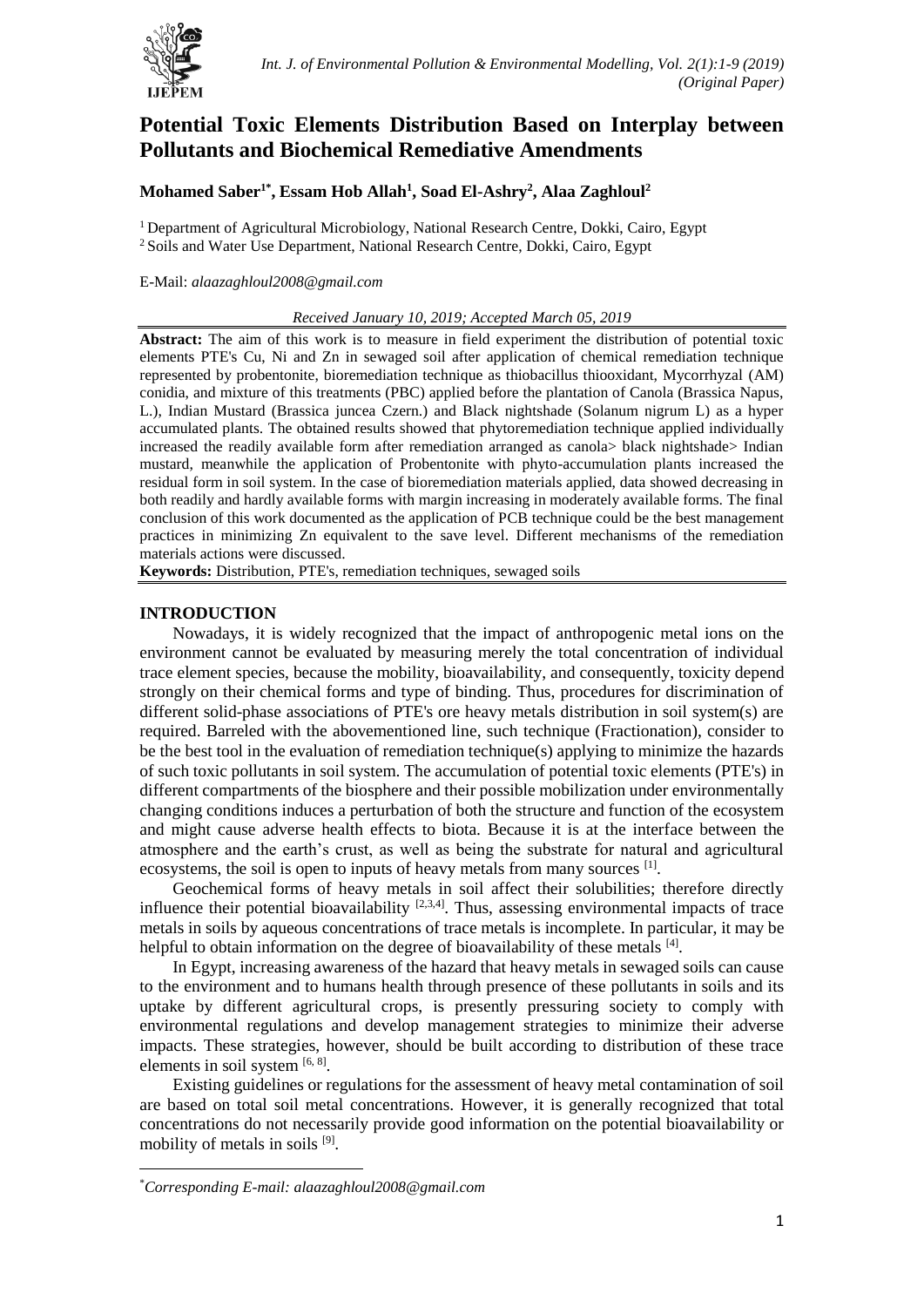# Potential Toxic Elements Distribution Based on Interplay between Pollutants and Biochemical Remediative Amendments

**Mohamed Saber[1*], Essam Hob Allah[1], Soad El-Ashry[2], Alaa Zaghloul[2]**

[1] Department of Agricultural Microbiology, National Research Centre, Dokki, Cairo, Egypt
[2] Soils and Water Use Department, National Research Centre, Dokki, Cairo, Egypt

E-Mail: *alaazaghloul2008@gmail.com*

*Received January 10, 2019; Accepted March 05, 2019*

---

**Abstract:** The aim of this work is to measure in field experiment the distribution of potential toxic elements PTE's Cu, Ni and Zn in sewaged soil after application of chemical remediation technique represented by probentonite, bioremediation technique as thiobacillus thiooxidant, Mycorrhyzal (AM) conidia, and mixture of this treatments (PBC) applied before the plantation of Canola (Brassica Napus, L.), Indian Mustard (Brassica juncea Czern.) and Black nightshade (Solanum nigrum L) as a hyper accumulated plants. The obtained results showed that phytoremediation technique applied individually increased the readily available form after remediation arranged as canola> black nightshade> Indian mustard, meanwhile the application of Probentonite with phyto-accumulation plants increased the residual form in soil system. In the case of bioremediation materials applied, data showed decreasing in both readily and hardly available forms with margin increasing in moderately available forms. The final conclusion of this work documented as the application of PCB technique could be the best management practices in minimizing Zn equivalent to the save level. Different mechanisms of the remediation materials actions were discussed.

**Keywords:** Distribution, PTE's, remediation techniques, sewaged soils

---

## INTRODUCTION

Nowadays, it is widely recognized that the impact of anthropogenic metal ions on the environment cannot be evaluated by measuring merely the total concentration of individual trace element species, because the mobility, bioavailability, and consequently, toxicity depend strongly on their chemical forms and type of binding. Thus, procedures for discrimination of different solid-phase associations of PTE's ore heavy metals distribution in soil system(s) are required. Barreled with the abovementioned line, such technique (Fractionation), consider to be the best tool in the evaluation of remediation technique(s) applying to minimize the hazards of such toxic pollutants in soil system. The accumulation of potential toxic elements (PTE's) in different compartments of the biosphere and their possible mobilization under environmentally changing conditions induces a perturbation of both the structure and function of the ecosystem and might cause adverse health effects to biota. Because it is at the interface between the atmosphere and the earth's crust, as well as being the substrate for natural and agricultural ecosystems, the soil is open to inputs of heavy metals from many sources [1].

Geochemical forms of heavy metals in soil affect their solubilities; therefore directly influence their potential bioavailability [2,3,4]. Thus, assessing environmental impacts of trace metals in soils by aqueous concentrations of trace metals is incomplete. In particular, it may be helpful to obtain information on the degree of bioavailability of these metals [4].

In Egypt, increasing awareness of the hazard that heavy metals in sewaged soils can cause to the environment and to humans health through presence of these pollutants in soils and its uptake by different agricultural crops, is presently pressuring society to comply with environmental regulations and develop management strategies to minimize their adverse impacts. These strategies, however, should be built according to distribution of these trace elements in soil system [6, 8].

Existing guidelines or regulations for the assessment of heavy metal contamination of soil are based on total soil metal concentrations. However, it is generally recognized that total concentrations do not necessarily provide good information on the potential bioavailability or mobility of metals in soils [9].

---

*Corresponding E-mail: alaazaghloul2008@gmail.com*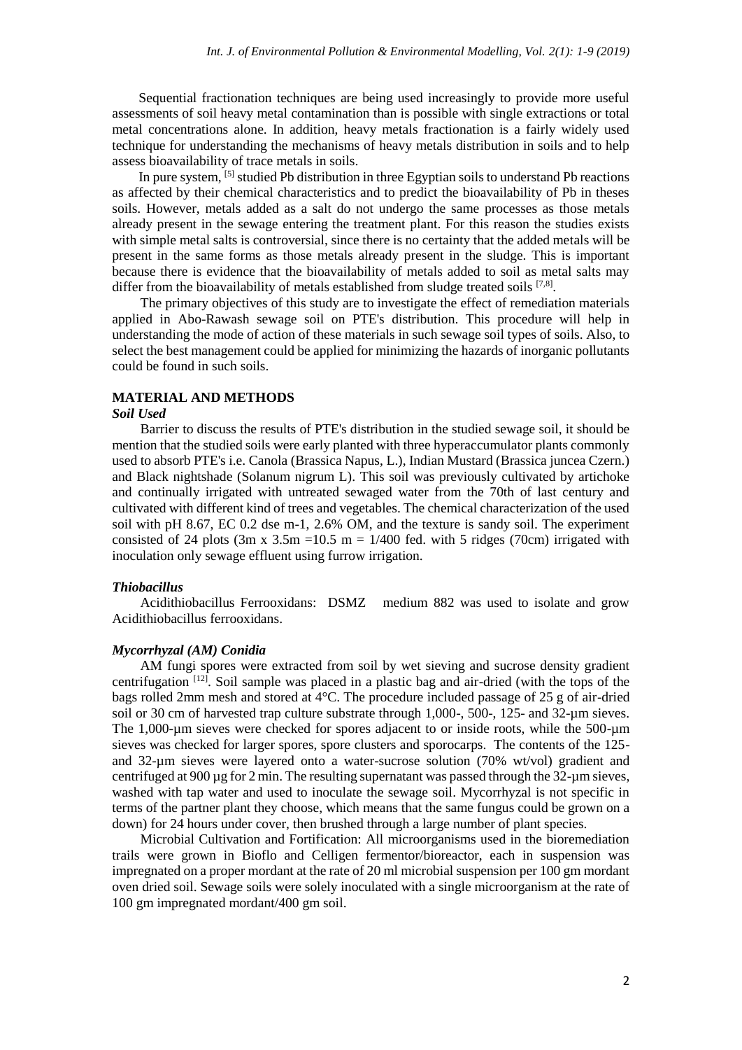Sequential fractionation techniques are being used increasingly to provide more useful assessments of soil heavy metal contamination than is possible with single extractions or total metal concentrations alone. In addition, heavy metals fractionation is a fairly widely used technique for understanding the mechanisms of heavy metals distribution in soils and to help assess bioavailability of trace metals in soils.

In pure system, [5] studied Pb distribution in three Egyptian soils to understand Pb reactions as affected by their chemical characteristics and to predict the bioavailability of Pb in theses soils. However, metals added as a salt do not undergo the same processes as those metals already present in the sewage entering the treatment plant. For this reason the studies exists with simple metal salts is controversial, since there is no certainty that the added metals will be present in the same forms as those metals already present in the sludge. This is important because there is evidence that the bioavailability of metals added to soil as metal salts may differ from the bioavailability of metals established from sludge treated soils [7,8].

The primary objectives of this study are to investigate the effect of remediation materials applied in Abo-Rawash sewage soil on PTE's distribution. This procedure will help in understanding the mode of action of these materials in such sewage soil types of soils. Also, to select the best management could be applied for minimizing the hazards of inorganic pollutants could be found in such soils.

## MATERIAL AND METHODS

### *Soil Used*

Barrier to discuss the results of PTE's distribution in the studied sewage soil, it should be mention that the studied soils were early planted with three hyperaccumulator plants commonly used to absorb PTE's i.e. Canola (Brassica Napus, L.), Indian Mustard (Brassica juncea Czern.) and Black nightshade (Solanum nigrum L). This soil was previously cultivated by artichoke and continually irrigated with untreated sewaged water from the 70th of last century and cultivated with different kind of trees and vegetables. The chemical characterization of the used soil with pH 8.67, EC 0.2 dse m-1, 2.6% OM, and the texture is sandy soil. The experiment consisted of 24 plots (3m x 3.5m =10.5 m = 1/400 fed. with 5 ridges (70cm) irrigated with inoculation only sewage effluent using furrow irrigation.

### *Thiobacillus*

Acidithiobacillus Ferrooxidans: DSMZ medium 882 was used to isolate and grow Acidithiobacillus ferrooxidans.

### *Mycorrhyzal (AM) Conidia*

AM fungi spores were extracted from soil by wet sieving and sucrose density gradient centrifugation [12]. Soil sample was placed in a plastic bag and air-dried (with the tops of the bags rolled 2mm mesh and stored at 4°C. The procedure included passage of 25 g of air-dried soil or 30 cm of harvested trap culture substrate through 1,000-, 500-, 125- and 32-µm sieves. The 1,000-µm sieves were checked for spores adjacent to or inside roots, while the 500-µm sieves was checked for larger spores, spore clusters and sporocarps. The contents of the 125- and 32-µm sieves were layered onto a water-sucrose solution (70% wt/vol) gradient and centrifuged at 900 µg for 2 min. The resulting supernatant was passed through the 32-µm sieves, washed with tap water and used to inoculate the sewage soil. Mycorrhyzal is not specific in terms of the partner plant they choose, which means that the same fungus could be grown on a down) for 24 hours under cover, then brushed through a large number of plant species.

Microbial Cultivation and Fortification: All microorganisms used in the bioremediation trails were grown in Bioflo and Celligen fermentor/bioreactor, each in suspension was impregnated on a proper mordant at the rate of 20 ml microbial suspension per 100 gm mordant oven dried soil. Sewage soils were solely inoculated with a single microorganism at the rate of 100 gm impregnated mordant/400 gm soil.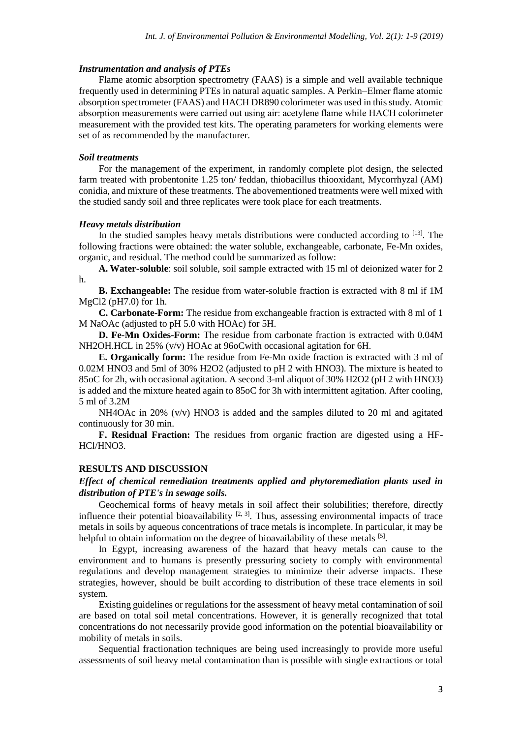### *Instrumentation and analysis of PTEs*

Flame atomic absorption spectrometry (FAAS) is a simple and well available technique frequently used in determining PTEs in natural aquatic samples. A Perkin–Elmer flame atomic absorption spectrometer (FAAS) and HACH DR890 colorimeter was used in this study. Atomic absorption measurements were carried out using air: acetylene flame while HACH colorimeter measurement with the provided test kits. The operating parameters for working elements were set of as recommended by the manufacturer.

### *Soil treatments*

For the management of the experiment, in randomly complete plot design, the selected farm treated with probentonite 1.25 ton/ feddan, thiobacillus thiooxidant, Mycorrhyzal (AM) conidia, and mixture of these treatments. The abovementioned treatments were well mixed with the studied sandy soil and three replicates were took place for each treatments.

### *Heavy metals distribution*

In the studied samples heavy metals distributions were conducted according to [13]. The following fractions were obtained: the water soluble, exchangeable, carbonate, Fe-Mn oxides, organic, and residual. The method could be summarized as follow:

**A. Water-soluble**: soil soluble, soil sample extracted with 15 ml of deionized water for 2 h.

**B. Exchangeable:** The residue from water-soluble fraction is extracted with 8 ml if 1M $MgCl_2$ (pH7.0) for 1h.

**C. Carbonate-Form:** The residue from exchangeable fraction is extracted with 8 ml of 1 M NaOAc (adjusted to pH 5.0 with HOAc) for 5H.

**D. Fe-Mn Oxides-Form:** The residue from carbonate fraction is extracted with 0.04M $NH_2OH.HCL$ in 25% (v/v) HOAc at 96oCwith occasional agitation for 6H.

**E. Organically form:** The residue from Fe-Mn oxide fraction is extracted with 3 ml of 0.02M $HNO_3$ and 5ml of 30% $H_2O_2$ (adjusted to pH 2 with $HNO_3$). The mixture is heated to 85oC for 2h, with occasional agitation. A second 3-ml aliquot of 30% $H_2O_2$ (pH 2 with $HNO_3$) is added and the mixture heated again to 85oC for 3h with intermittent agitation. After cooling, 5 ml of 3.2M

$NH_4OAc$ in 20% (v/v) $HNO_3$ is added and the samples diluted to 20 ml and agitated continuously for 30 min.

**F. Residual Fraction:** The residues from organic fraction are digested using a HF-HCl/$HNO_3$.

## RESULTS AND DISCUSSION

### *Effect of chemical remediation treatments applied and phytoremediation plants used in distribution of PTE's in sewage soils.*

Geochemical forms of heavy metals in soil affect their solubilities; therefore, directly influence their potential bioavailability [2, 3]. Thus, assessing environmental impacts of trace metals in soils by aqueous concentrations of trace metals is incomplete. In particular, it may be helpful to obtain information on the degree of bioavailability of these metals [5].

In Egypt, increasing awareness of the hazard that heavy metals can cause to the environment and to humans is presently pressuring society to comply with environmental regulations and develop management strategies to minimize their adverse impacts. These strategies, however, should be built according to distribution of these trace elements in soil system.

Existing guidelines or regulations for the assessment of heavy metal contamination of soil are based on total soil metal concentrations. However, it is generally recognized that total concentrations do not necessarily provide good information on the potential bioavailability or mobility of metals in soils.

Sequential fractionation techniques are being used increasingly to provide more useful assessments of soil heavy metal contamination than is possible with single extractions or total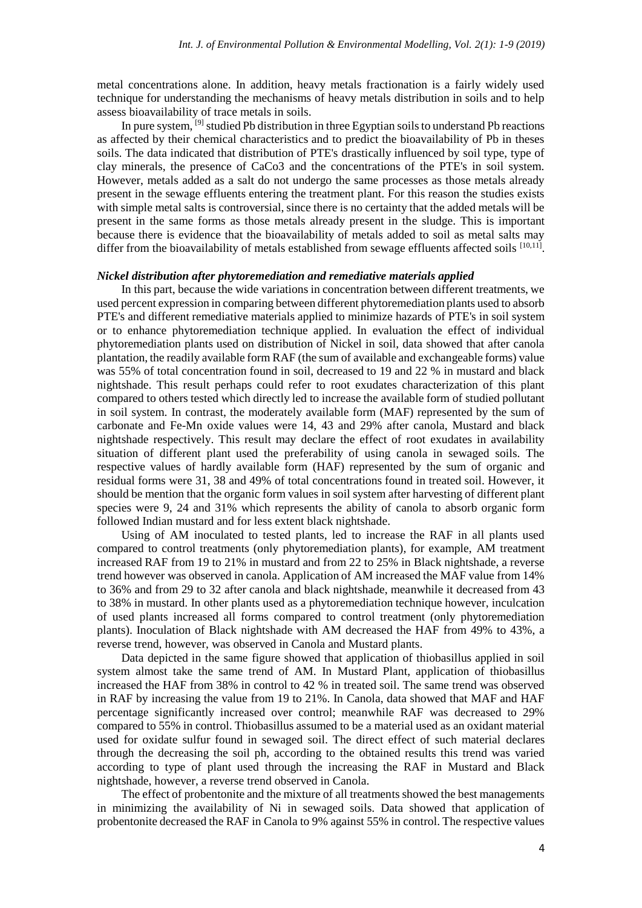metal concentrations alone. In addition, heavy metals fractionation is a fairly widely used technique for understanding the mechanisms of heavy metals distribution in soils and to help assess bioavailability of trace metals in soils.

In pure system, [9] studied Pb distribution in three Egyptian soils to understand Pb reactions as affected by their chemical characteristics and to predict the bioavailability of Pb in theses soils. The data indicated that distribution of PTE's drastically influenced by soil type, type of clay minerals, the presence of CaCo3 and the concentrations of the PTE's in soil system. However, metals added as a salt do not undergo the same processes as those metals already present in the sewage effluents entering the treatment plant. For this reason the studies exists with simple metal salts is controversial, since there is no certainty that the added metals will be present in the same forms as those metals already present in the sludge. This is important because there is evidence that the bioavailability of metals added to soil as metal salts may differ from the bioavailability of metals established from sewage effluents affected soils [10,11].

### *Nickel distribution after phytoremediation and remediative materials applied*

In this part, because the wide variations in concentration between different treatments, we used percent expression in comparing between different phytoremediation plants used to absorb PTE's and different remediative materials applied to minimize hazards of PTE's in soil system or to enhance phytoremediation technique applied. In evaluation the effect of individual phytoremediation plants used on distribution of Nickel in soil, data showed that after canola plantation, the readily available form RAF (the sum of available and exchangeable forms) value was 55% of total concentration found in soil, decreased to 19 and 22 % in mustard and black nightshade. This result perhaps could refer to root exudates characterization of this plant compared to others tested which directly led to increase the available form of studied pollutant in soil system. In contrast, the moderately available form (MAF) represented by the sum of carbonate and Fe-Mn oxide values were 14, 43 and 29% after canola, Mustard and black nightshade respectively. This result may declare the effect of root exudates in availability situation of different plant used the preferability of using canola in sewaged soils. The respective values of hardly available form (HAF) represented by the sum of organic and residual forms were 31, 38 and 49% of total concentrations found in treated soil. However, it should be mention that the organic form values in soil system after harvesting of different plant species were 9, 24 and 31% which represents the ability of canola to absorb organic form followed Indian mustard and for less extent black nightshade.

Using of AM inoculated to tested plants, led to increase the RAF in all plants used compared to control treatments (only phytoremediation plants), for example, AM treatment increased RAF from 19 to 21% in mustard and from 22 to 25% in Black nightshade, a reverse trend however was observed in canola. Application of AM increased the MAF value from 14% to 36% and from 29 to 32 after canola and black nightshade, meanwhile it decreased from 43 to 38% in mustard. In other plants used as a phytoremediation technique however, inculcation of used plants increased all forms compared to control treatment (only phytoremediation plants). Inoculation of Black nightshade with AM decreased the HAF from 49% to 43%, a reverse trend, however, was observed in Canola and Mustard plants.

Data depicted in the same figure showed that application of thiobasillus applied in soil system almost take the same trend of AM. In Mustard Plant, application of thiobasillus increased the HAF from 38% in control to 42 % in treated soil. The same trend was observed in RAF by increasing the value from 19 to 21%. In Canola, data showed that MAF and HAF percentage significantly increased over control; meanwhile RAF was decreased to 29% compared to 55% in control. Thiobasillus assumed to be a material used as an oxidant material used for oxidate sulfur found in sewaged soil. The direct effect of such material declares through the decreasing the soil ph, according to the obtained results this trend was varied according to type of plant used through the increasing the RAF in Mustard and Black nightshade, however, a reverse trend observed in Canola.

The effect of probentonite and the mixture of all treatments showed the best managements in minimizing the availability of Ni in sewaged soils. Data showed that application of probentonite decreased the RAF in Canola to 9% against 55% in control. The respective values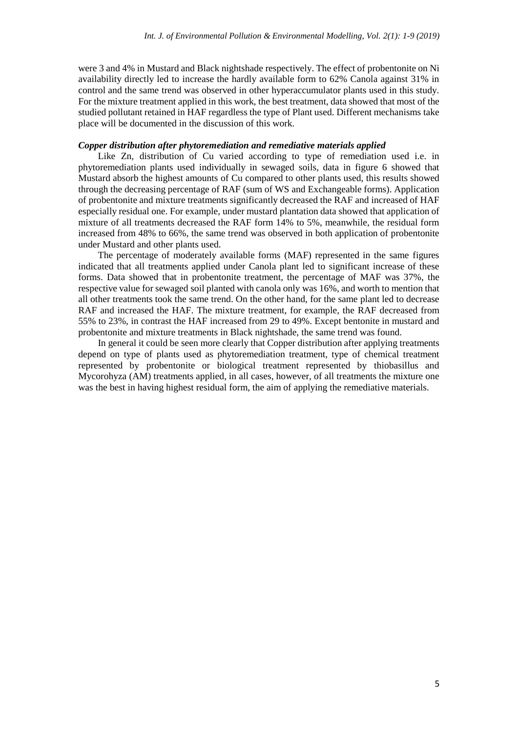were 3 and 4% in Mustard and Black nightshade respectively. The effect of probentonite on Ni availability directly led to increase the hardly available form to 62% Canola against 31% in control and the same trend was observed in other hyperaccumulator plants used in this study. For the mixture treatment applied in this work, the best treatment, data showed that most of the studied pollutant retained in HAF regardless the type of Plant used. Different mechanisms take place will be documented in the discussion of this work.

### *Copper distribution after phytoremediation and remediative materials applied*

Like Zn, distribution of Cu varied according to type of remediation used i.e. in phytoremediation plants used individually in sewaged soils, data in figure 6 showed that Mustard absorb the highest amounts of Cu compared to other plants used, this results showed through the decreasing percentage of RAF (sum of WS and Exchangeable forms). Application of probentonite and mixture treatments significantly decreased the RAF and increased of HAF especially residual one. For example, under mustard plantation data showed that application of mixture of all treatments decreased the RAF form 14% to 5%, meanwhile, the residual form increased from 48% to 66%, the same trend was observed in both application of probentonite under Mustard and other plants used.

The percentage of moderately available forms (MAF) represented in the same figures indicated that all treatments applied under Canola plant led to significant increase of these forms. Data showed that in probentonite treatment, the percentage of MAF was 37%, the respective value for sewaged soil planted with canola only was 16%, and worth to mention that all other treatments took the same trend. On the other hand, for the same plant led to decrease RAF and increased the HAF. The mixture treatment, for example, the RAF decreased from 55% to 23%, in contrast the HAF increased from 29 to 49%. Except bentonite in mustard and probentonite and mixture treatments in Black nightshade, the same trend was found.

In general it could be seen more clearly that Copper distribution after applying treatments depend on type of plants used as phytoremediation treatment, type of chemical treatment represented by probentonite or biological treatment represented by thiobasillus and Mycorohyza (AM) treatments applied, in all cases, however, of all treatments the mixture one was the best in having highest residual form, the aim of applying the remediative materials.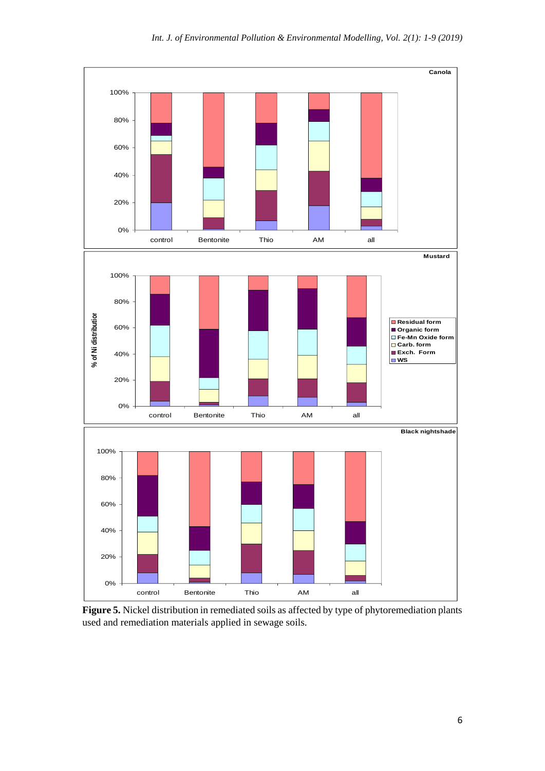**Figure 5.** Nickel distribution in remediated soils as affected by type of phytoremediation plants used and remediation materials applied in sewage soils.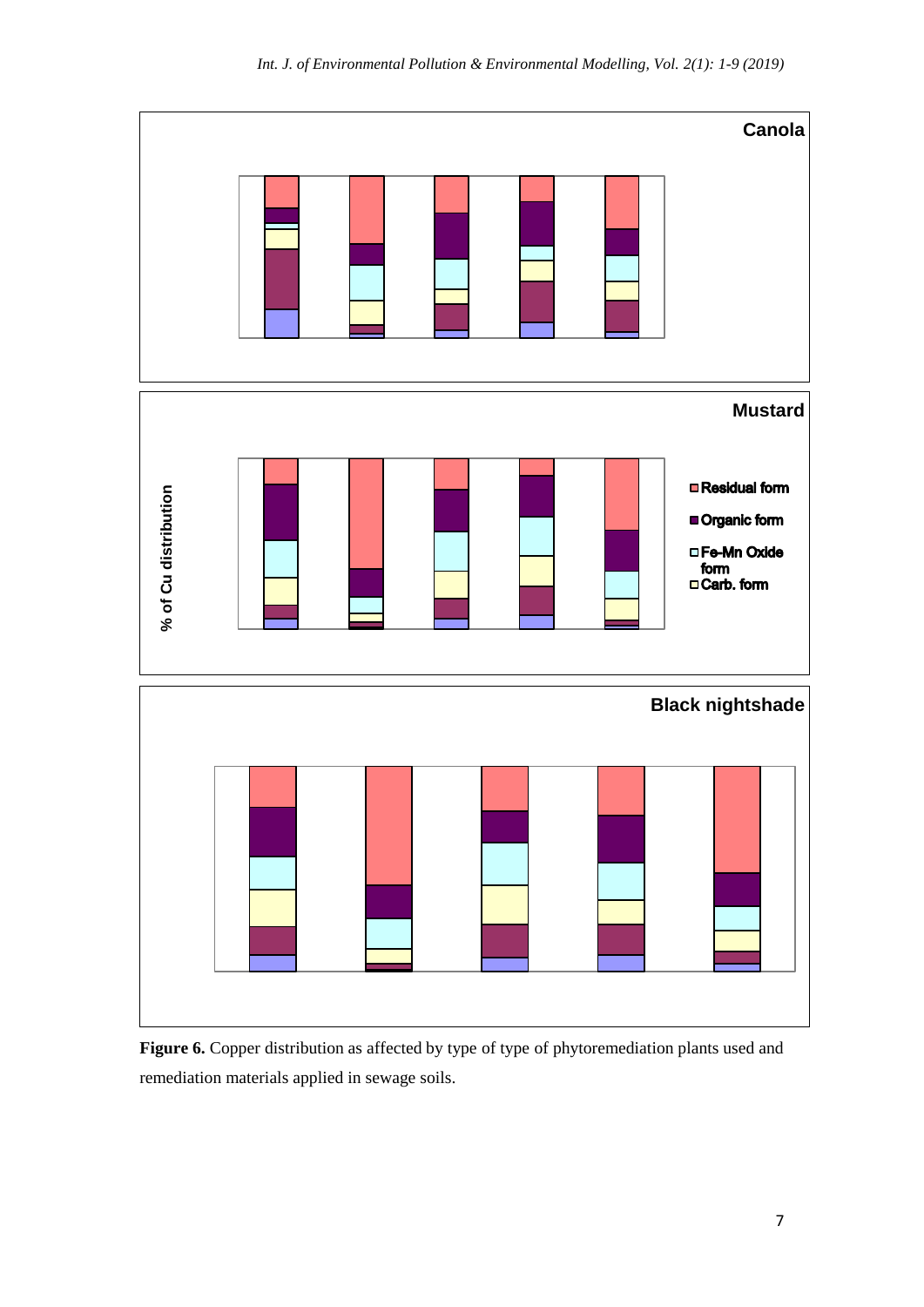**Figure 6.** Copper distribution as affected by type of type of phytoremediation plants used and remediation materials applied in sewage soils.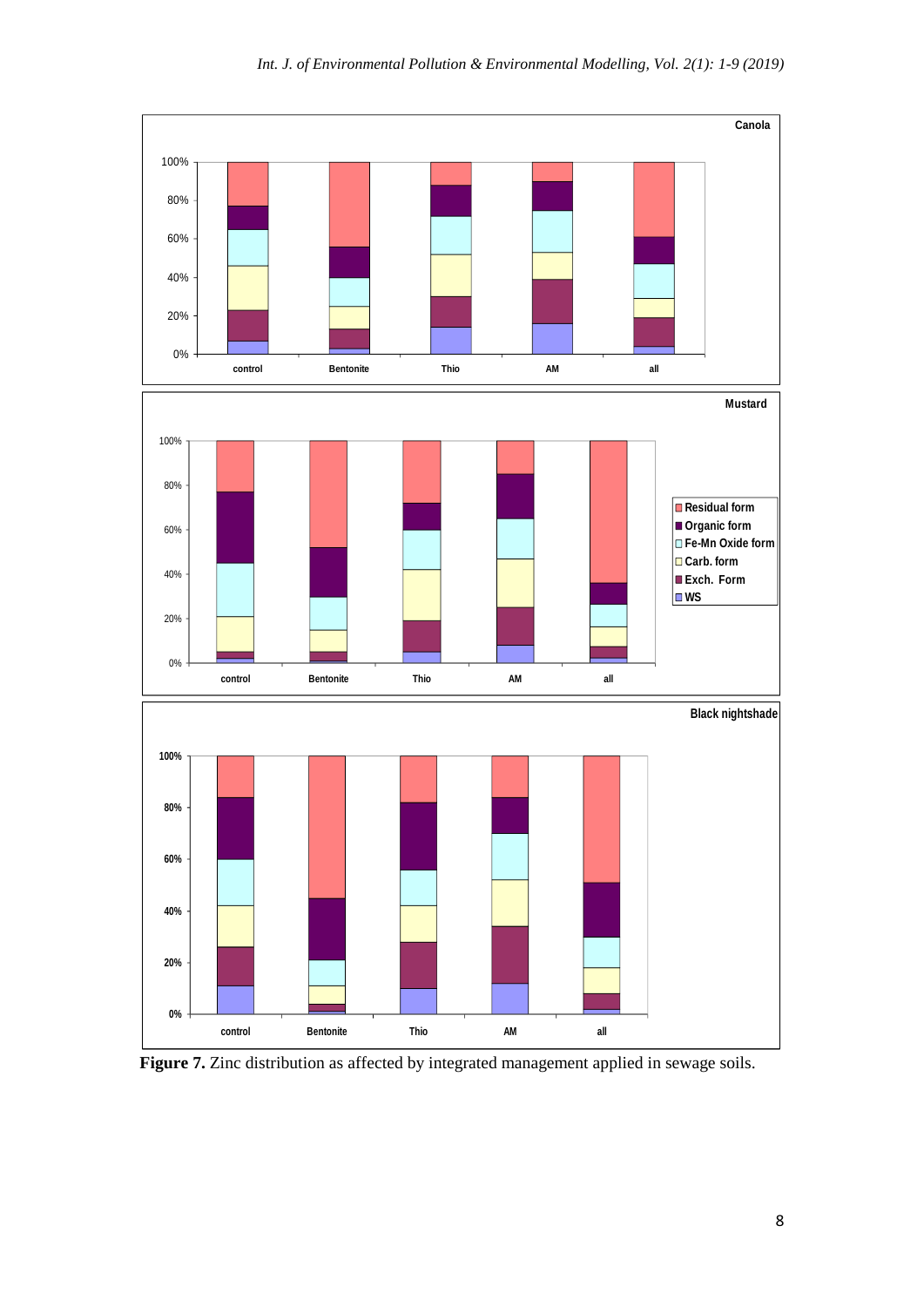**Figure 7.** Zinc distribution as affected by integrated management applied in sewage soils.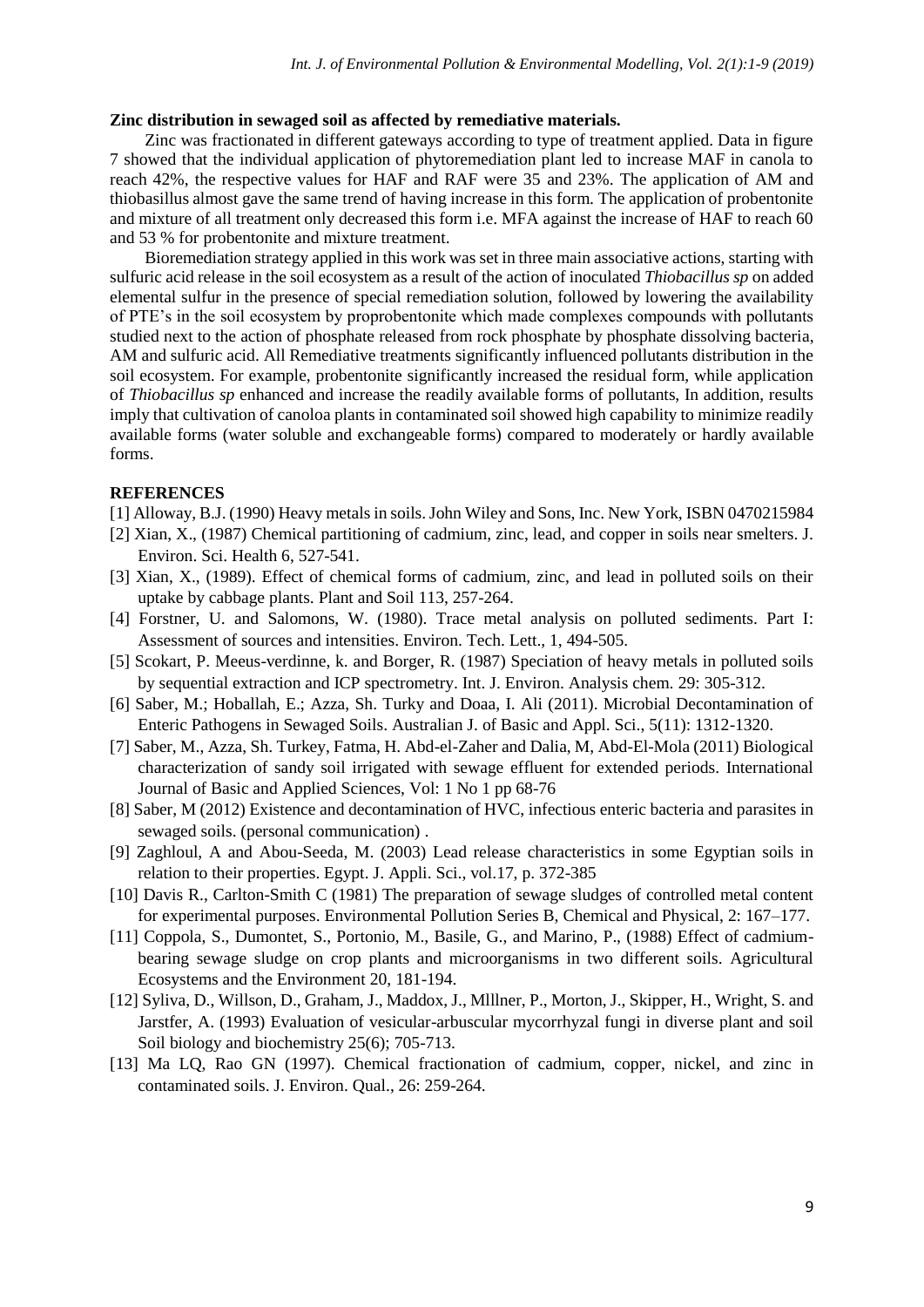**Zinc distribution in sewaged soil as affected by remediative materials.**

Zinc was fractionated in different gateways according to type of treatment applied. Data in figure 7 showed that the individual application of phytoremediation plant led to increase MAF in canola to reach 42%, the respective values for HAF and RAF were 35 and 23%. The application of AM and thiobasillus almost gave the same trend of having increase in this form. The application of probentonite and mixture of all treatment only decreased this form i.e. MFA against the increase of HAF to reach 60 and 53 % for probentonite and mixture treatment.

Bioremediation strategy applied in this work was set in three main associative actions, starting with sulfuric acid release in the soil ecosystem as a result of the action of inoculated *Thiobacillus sp* on added elemental sulfur in the presence of special remediation solution, followed by lowering the availability of PTE's in the soil ecosystem by proprobentonite which made complexes compounds with pollutants studied next to the action of phosphate released from rock phosphate by phosphate dissolving bacteria, AM and sulfuric acid. All Remediative treatments significantly influenced pollutants distribution in the soil ecosystem. For example, probentonite significantly increased the residual form, while application of *Thiobacillus sp* enhanced and increase the readily available forms of pollutants, In addition, results imply that cultivation of canoloa plants in contaminated soil showed high capability to minimize readily available forms (water soluble and exchangeable forms) compared to moderately or hardly available forms.

**REFERENCES**

[1] Alloway, B.J. (1990) Heavy metals in soils. John Wiley and Sons, Inc. New York, ISBN 0470215984

[2] Xian, X., (1987) Chemical partitioning of cadmium, zinc, lead, and copper in soils near smelters. J. Environ. Sci. Health 6, 527-541.

[3] Xian, X., (1989). Effect of chemical forms of cadmium, zinc, and lead in polluted soils on their uptake by cabbage plants. Plant and Soil 113, 257-264.

[4] Forstner, U. and Salomons, W. (1980). Trace metal analysis on polluted sediments. Part I: Assessment of sources and intensities. Environ. Tech. Lett., 1, 494-505.

[5] Scokart, P. Meeus-verdinne, k. and Borger, R. (1987) Speciation of heavy metals in polluted soils by sequential extraction and ICP spectrometry. Int. J. Environ. Analysis chem. 29: 305-312.

[6] Saber, M.; Hoballah, E.; Azza, Sh. Turky and Doaa, I. Ali (2011). Microbial Decontamination of Enteric Pathogens in Sewaged Soils. Australian J. of Basic and Appl. Sci., 5(11): 1312-1320.

[7] Saber, M., Azza, Sh. Turkey, Fatma, H. Abd-el-Zaher and Dalia, M, Abd-El-Mola (2011) Biological characterization of sandy soil irrigated with sewage effluent for extended periods. International Journal of Basic and Applied Sciences, Vol: 1 No 1 pp 68-76

[8] Saber, M (2012) Existence and decontamination of HVC, infectious enteric bacteria and parasites in sewaged soils. (personal communication) .

[9] Zaghloul, A and Abou-Seeda, M. (2003) Lead release characteristics in some Egyptian soils in relation to their properties. Egypt. J. Appli. Sci., vol.17, p. 372-385

[10] Davis R., Carlton-Smith C (1981) The preparation of sewage sludges of controlled metal content for experimental purposes. Environmental Pollution Series B, Chemical and Physical, 2: 167–177.

[11] Coppola, S., Dumontet, S., Portonio, M., Basile, G., and Marino, P., (1988) Effect of cadmium-bearing sewage sludge on crop plants and microorganisms in two different soils. Agricultural Ecosystems and the Environment 20, 181-194.

[12] Syliva, D., Willson, D., Graham, J., Maddox, J., Mlllner, P., Morton, J., Skipper, H., Wright, S. and Jarstfer, A. (1993) Evaluation of vesicular-arbuscular mycorrhyzal fungi in diverse plant and soil Soil biology and biochemistry 25(6); 705-713.

[13] Ma LQ, Rao GN (1997). Chemical fractionation of cadmium, copper, nickel, and zinc in contaminated soils. J. Environ. Qual., 26: 259-264.